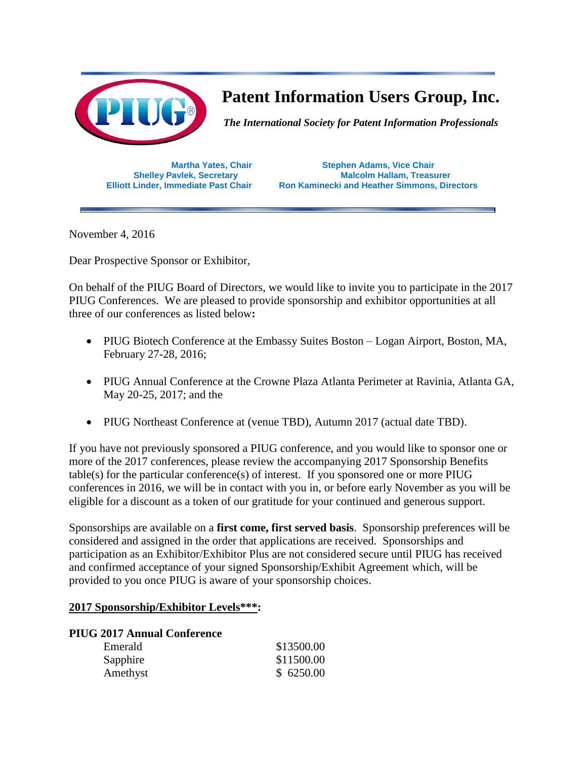# Patent Information Users Group, Inc.

***The International Society for Patent Information Professionals***

**Martha Yates, Chair**
**Shelley Pavlek, Secretary**
**Elliott Linder, Immediate Past Chair**

**Stephen Adams, Vice Chair**
**Malcolm Hallam, Treasurer**
**Ron Kaminecki and Heather Simmons, Directors**

November 4, 2016

Dear Prospective Sponsor or Exhibitor,

On behalf of the PIUG Board of Directors, we would like to invite you to participate in the 2017 PIUG Conferences. We are pleased to provide sponsorship and exhibitor opportunities at all three of our conferences as listed below**:**

- PIUG Biotech Conference at the Embassy Suites Boston – Logan Airport, Boston, MA, February 27-28, 2016;
- PIUG Annual Conference at the Crowne Plaza Atlanta Perimeter at Ravinia, Atlanta GA, May 20-25, 2017; and the
- PIUG Northeast Conference at (venue TBD), Autumn 2017 (actual date TBD).

If you have not previously sponsored a PIUG conference, and you would like to sponsor one or more of the 2017 conferences, please review the accompanying 2017 Sponsorship Benefits table(s) for the particular conference(s) of interest. If you sponsored one or more PIUG conferences in 2016, we will be in contact with you in, or before early November as you will be eligible for a discount as a token of our gratitude for your continued and generous support.

Sponsorships are available on a **first come, first served basis**. Sponsorship preferences will be considered and assigned in the order that applications are received. Sponsorships and participation as an Exhibitor/Exhibitor Plus are not considered secure until PIUG has received and confirmed acceptance of your signed Sponsorship/Exhibit Agreement which, will be provided to you once PIUG is aware of your sponsorship choices.

**2017 Sponsorship/Exhibitor Levels\*\*\*:**

**PIUG 2017 Annual Conference**

| | |
|---|---|
| Emerald | $13500.00 |
| Sapphire | $11500.00 |
| Amethyst | $ 6250.00 |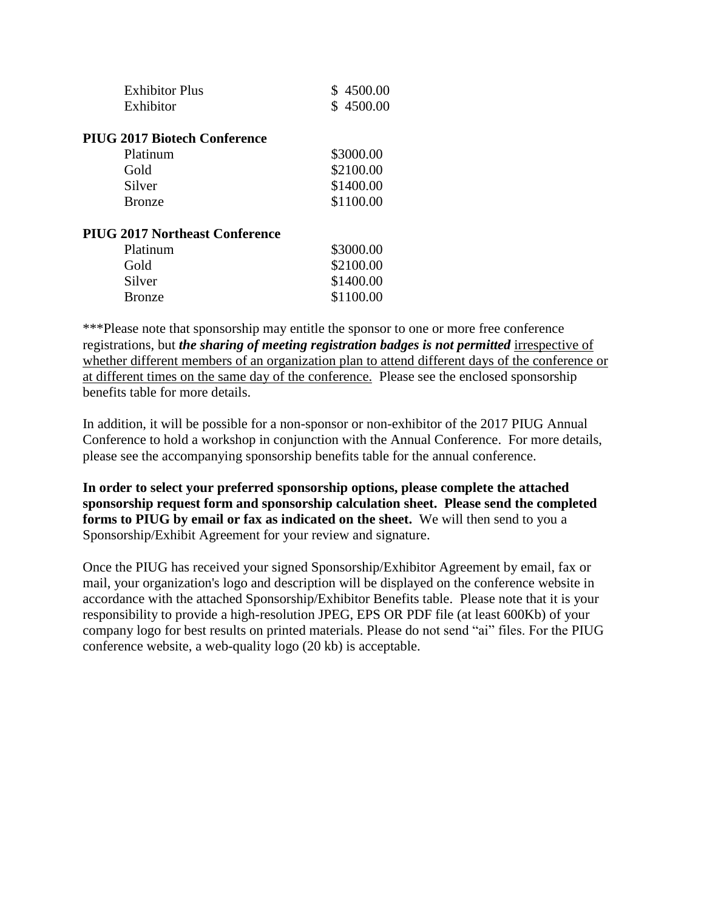| | |
|---|---|
| Exhibitor Plus | $ 4500.00 |
| Exhibitor | $ 4500.00 |

**PIUG 2017 Biotech Conference**

| | |
|---|---|
| Platinum | $3000.00 |
| Gold | $2100.00 |
| Silver | $1400.00 |
| Bronze | $1100.00 |

**PIUG 2017 Northeast Conference**

| | |
|---|---|
| Platinum | $3000.00 |
| Gold | $2100.00 |
| Silver | $1400.00 |
| Bronze | $1100.00 |

***Please note that sponsorship may entitle the sponsor to one or more free conference registrations, but ***the sharing of meeting registration badges is not permitted*** irrespective of whether different members of an organization plan to attend different days of the conference or at different times on the same day of the conference. Please see the enclosed sponsorship benefits table for more details.

In addition, it will be possible for a non-sponsor or non-exhibitor of the 2017 PIUG Annual Conference to hold a workshop in conjunction with the Annual Conference. For more details, please see the accompanying sponsorship benefits table for the annual conference.

**In order to select your preferred sponsorship options, please complete the attached sponsorship request form and sponsorship calculation sheet. Please send the completed forms to PIUG by email or fax as indicated on the sheet.** We will then send to you a Sponsorship/Exhibit Agreement for your review and signature.

Once the PIUG has received your signed Sponsorship/Exhibitor Agreement by email, fax or mail, your organization's logo and description will be displayed on the conference website in accordance with the attached Sponsorship/Exhibitor Benefits table. Please note that it is your responsibility to provide a high-resolution JPEG, EPS OR PDF file (at least 600Kb) of your company logo for best results on printed materials. Please do not send "ai" files. For the PIUG conference website, a web-quality logo (20 kb) is acceptable.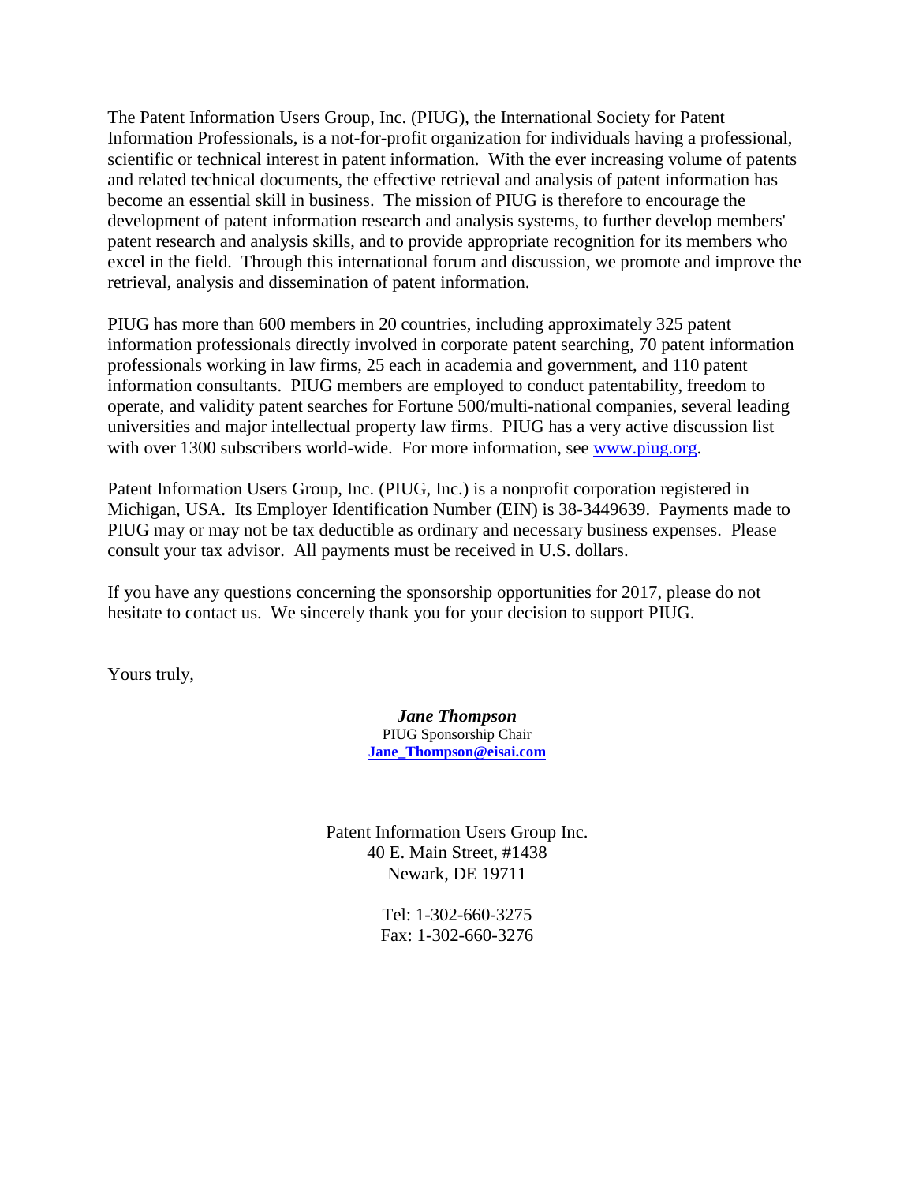The Patent Information Users Group, Inc. (PIUG), the International Society for Patent Information Professionals, is a not-for-profit organization for individuals having a professional, scientific or technical interest in patent information. With the ever increasing volume of patents and related technical documents, the effective retrieval and analysis of patent information has become an essential skill in business. The mission of PIUG is therefore to encourage the development of patent information research and analysis systems, to further develop members' patent research and analysis skills, and to provide appropriate recognition for its members who excel in the field. Through this international forum and discussion, we promote and improve the retrieval, analysis and dissemination of patent information.

PIUG has more than 600 members in 20 countries, including approximately 325 patent information professionals directly involved in corporate patent searching, 70 patent information professionals working in law firms, 25 each in academia and government, and 110 patent information consultants. PIUG members are employed to conduct patentability, freedom to operate, and validity patent searches for Fortune 500/multi-national companies, several leading universities and major intellectual property law firms. PIUG has a very active discussion list with over 1300 subscribers world-wide. For more information, see [www.piug.org](http://www.piug.org).

Patent Information Users Group, Inc. (PIUG, Inc.) is a nonprofit corporation registered in Michigan, USA. Its Employer Identification Number (EIN) is 38-3449639. Payments made to PIUG may or may not be tax deductible as ordinary and necessary business expenses. Please consult your tax advisor. All payments must be received in U.S. dollars.

If you have any questions concerning the sponsorship opportunities for 2017, please do not hesitate to contact us. We sincerely thank you for your decision to support PIUG.

Yours truly,

***Jane Thompson***
PIUG Sponsorship Chair
**[Jane_Thompson@eisai.com](mailto:Jane_Thompson@eisai.com)**

Patent Information Users Group Inc.
40 E. Main Street, #1438
Newark, DE 19711

Tel: 1-302-660-3275
Fax: 1-302-660-3276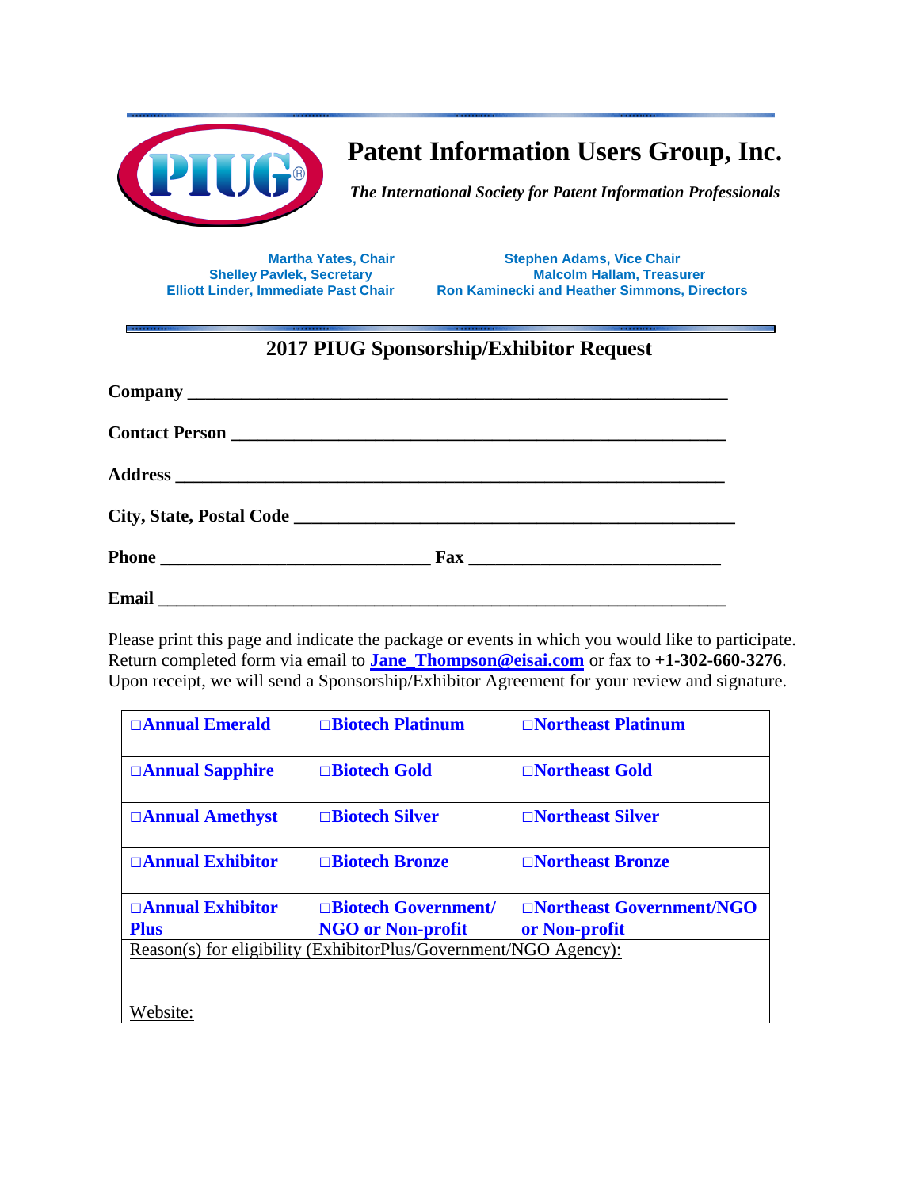# Patent Information Users Group, Inc.

*The International Society for Patent Information Professionals*

**Martha Yates, Chair**
**Shelley Pavlek, Secretary**
**Elliott Linder, Immediate Past Chair**

**Stephen Adams, Vice Chair**
**Malcolm Hallam, Treasurer**
**Ron Kaminecki and Heather Simmons, Directors**

## 2017 PIUG Sponsorship/Exhibitor Request

**Company** ___________________________________________________________

**Contact Person** ______________________________________________________

**Address** ____________________________________________________________

**City, State, Postal Code** _______________________________________________

**Phone** ______________________________ **Fax** ____________________________

**Email** ______________________________________________________________

Please print this page and indicate the package or events in which you would like to participate. Return completed form via email to **Jane_Thompson@eisai.com** or fax to **+1-302-660-3276**. Upon receipt, we will send a Sponsorship/Exhibitor Agreement for your review and signature.

| | | |
|---|---|---|
| **□Annual Emerald** | **□Biotech Platinum** | **□Northeast Platinum** |
| **□Annual Sapphire** | **□Biotech Gold** | **□Northeast Gold** |
| **□Annual Amethyst** | **□Biotech Silver** | **□Northeast Silver** |
| **□Annual Exhibitor** | **□Biotech Bronze** | **□Northeast Bronze** |
| **□Annual Exhibitor Plus** | **□Biotech Government/ NGO or Non-profit** | **□Northeast Government/NGO or Non-profit** |
| Reason(s) for eligibility (ExhibitorPlus/Government/NGO Agency): <br><br>Website: | | |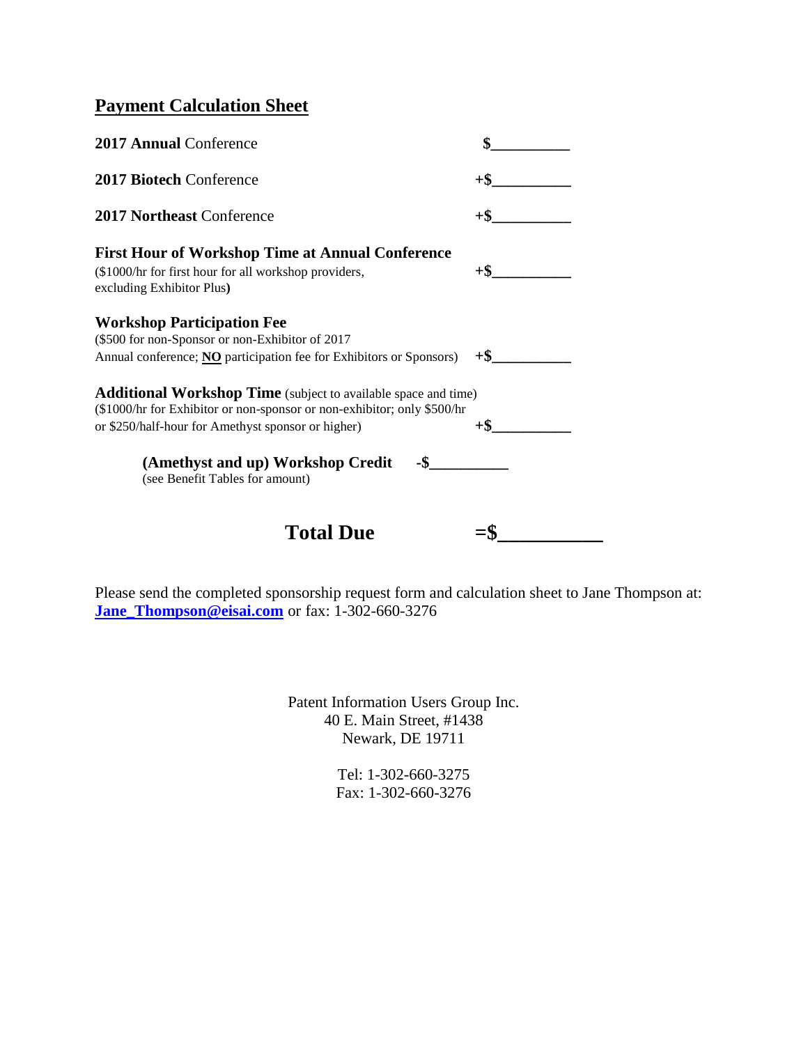## Payment Calculation Sheet

| | |
|---|---|
| **2017 Annual** Conference | **$__________** |
| **2017 Biotech** Conference | **+$__________** |
| **2017 Northeast** Conference | **+$__________** |
| **First Hour of Workshop Time at Annual Conference**<br>($1000/hr for first hour for all workshop providers, excluding Exhibitor Plus**)** | **+$__________** |
| **Workshop Participation Fee**<br>($500 for non-Sponsor or non-Exhibitor of 2017 Annual conference; **NO** participation fee for Exhibitors or Sponsors) | **+$__________** |
| **Additional Workshop Time** (subject to available space and time)<br>($1000/hr for Exhibitor or non-sponsor or non-exhibitor; only $500/hr or $250/half-hour for Amethyst sponsor or higher) | **+$__________** |
| **(Amethyst and up) Workshop Credit** **-$__________**<br>(see Benefit Tables for amount) | |
| **Total Due** | **=$___________** |

Please send the completed sponsorship request form and calculation sheet to Jane Thompson at: **Jane_Thompson@eisai.com** or fax: 1-302-660-3276

Patent Information Users Group Inc.
40 E. Main Street, #1438
Newark, DE 19711

Tel: 1-302-660-3275
Fax: 1-302-660-3276